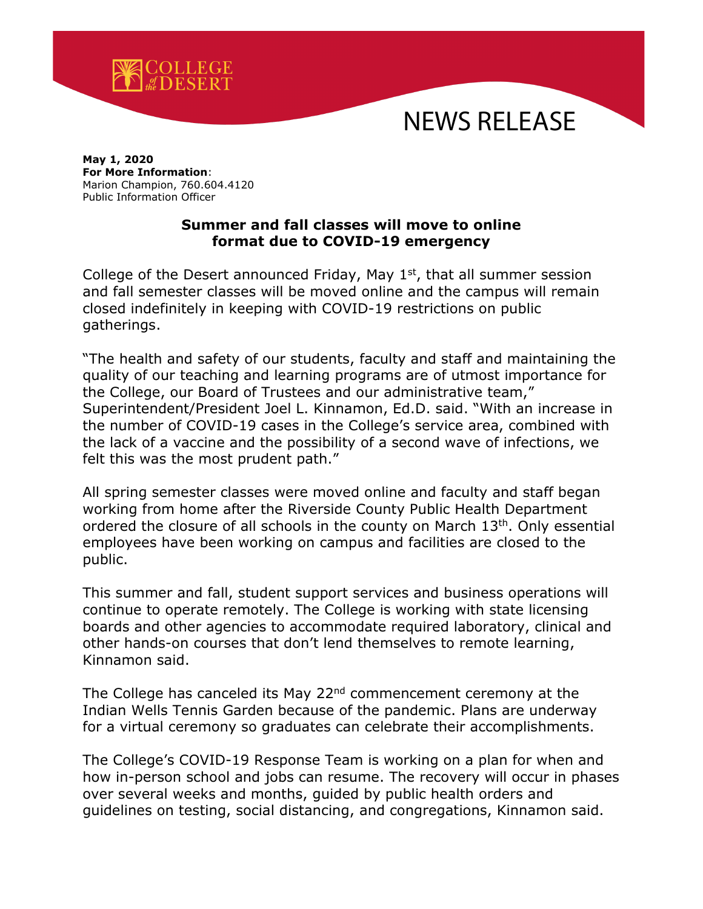COLLEGE of the DESERT

# NEWS RELEASE

**May 1, 2020**
**For More Information**:
Marion Champion, 760.604.4120
Public Information Officer

## Summer and fall classes will move to online format due to COVID-19 emergency

College of the Desert announced Friday, May 1st, that all summer session and fall semester classes will be moved online and the campus will remain closed indefinitely in keeping with COVID-19 restrictions on public gatherings.

"The health and safety of our students, faculty and staff and maintaining the quality of our teaching and learning programs are of utmost importance for the College, our Board of Trustees and our administrative team," Superintendent/President Joel L. Kinnamon, Ed.D. said. "With an increase in the number of COVID-19 cases in the College's service area, combined with the lack of a vaccine and the possibility of a second wave of infections, we felt this was the most prudent path."

All spring semester classes were moved online and faculty and staff began working from home after the Riverside County Public Health Department ordered the closure of all schools in the county on March 13th. Only essential employees have been working on campus and facilities are closed to the public.

This summer and fall, student support services and business operations will continue to operate remotely. The College is working with state licensing boards and other agencies to accommodate required laboratory, clinical and other hands-on courses that don't lend themselves to remote learning, Kinnamon said.

The College has canceled its May 22nd commencement ceremony at the Indian Wells Tennis Garden because of the pandemic. Plans are underway for a virtual ceremony so graduates can celebrate their accomplishments.

The College's COVID-19 Response Team is working on a plan for when and how in-person school and jobs can resume. The recovery will occur in phases over several weeks and months, guided by public health orders and guidelines on testing, social distancing, and congregations, Kinnamon said.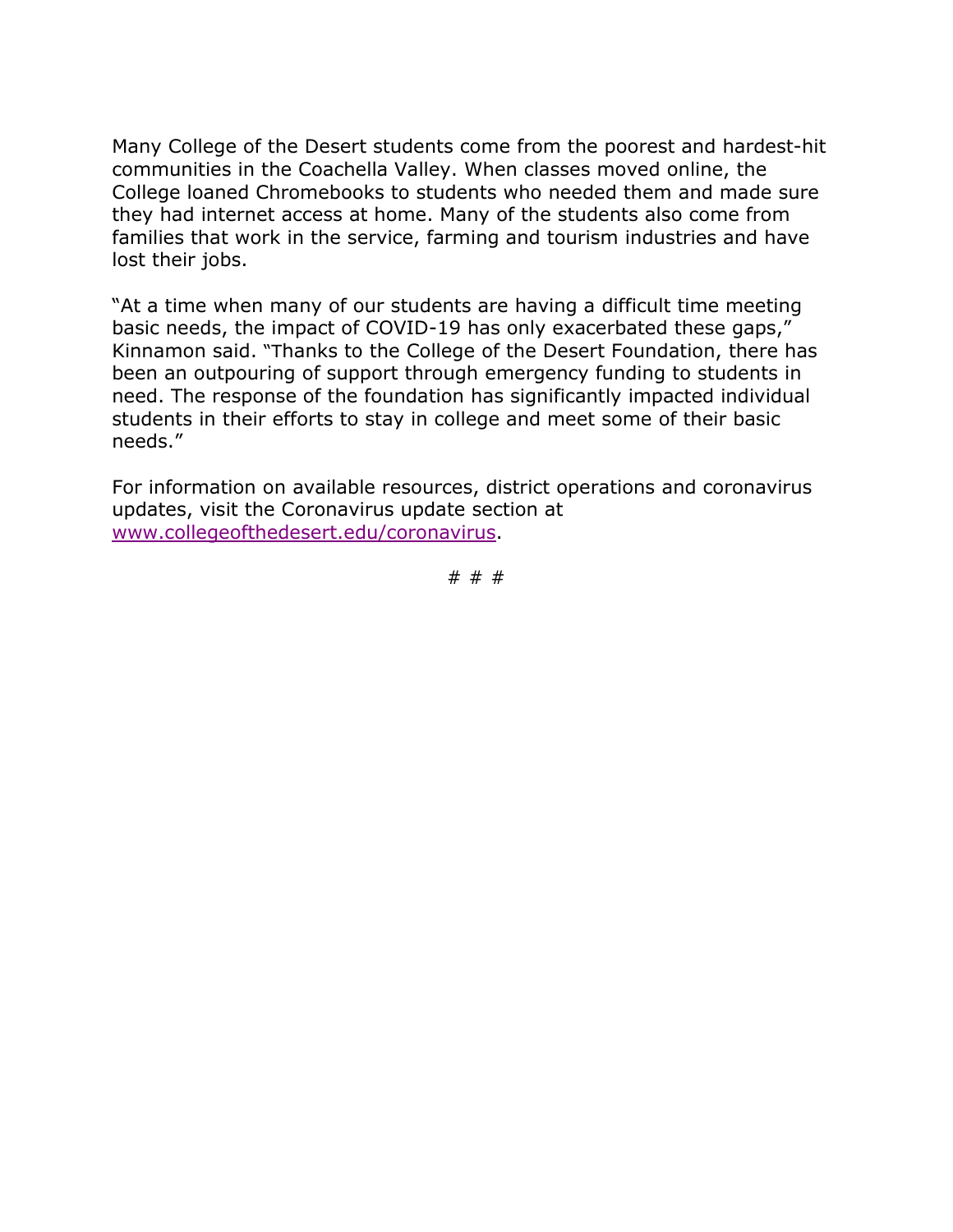Many College of the Desert students come from the poorest and hardest-hit communities in the Coachella Valley. When classes moved online, the College loaned Chromebooks to students who needed them and made sure they had internet access at home. Many of the students also come from families that work in the service, farming and tourism industries and have lost their jobs.

"At a time when many of our students are having a difficult time meeting basic needs, the impact of COVID-19 has only exacerbated these gaps," Kinnamon said. "Thanks to the College of the Desert Foundation, there has been an outpouring of support through emergency funding to students in need. The response of the foundation has significantly impacted individual students in their efforts to stay in college and meet some of their basic needs."

For information on available resources, district operations and coronavirus updates, visit the Coronavirus update section at [www.collegeofthedesert.edu/coronavirus](http://www.collegeofthedesert.edu/coronavirus).

# # #